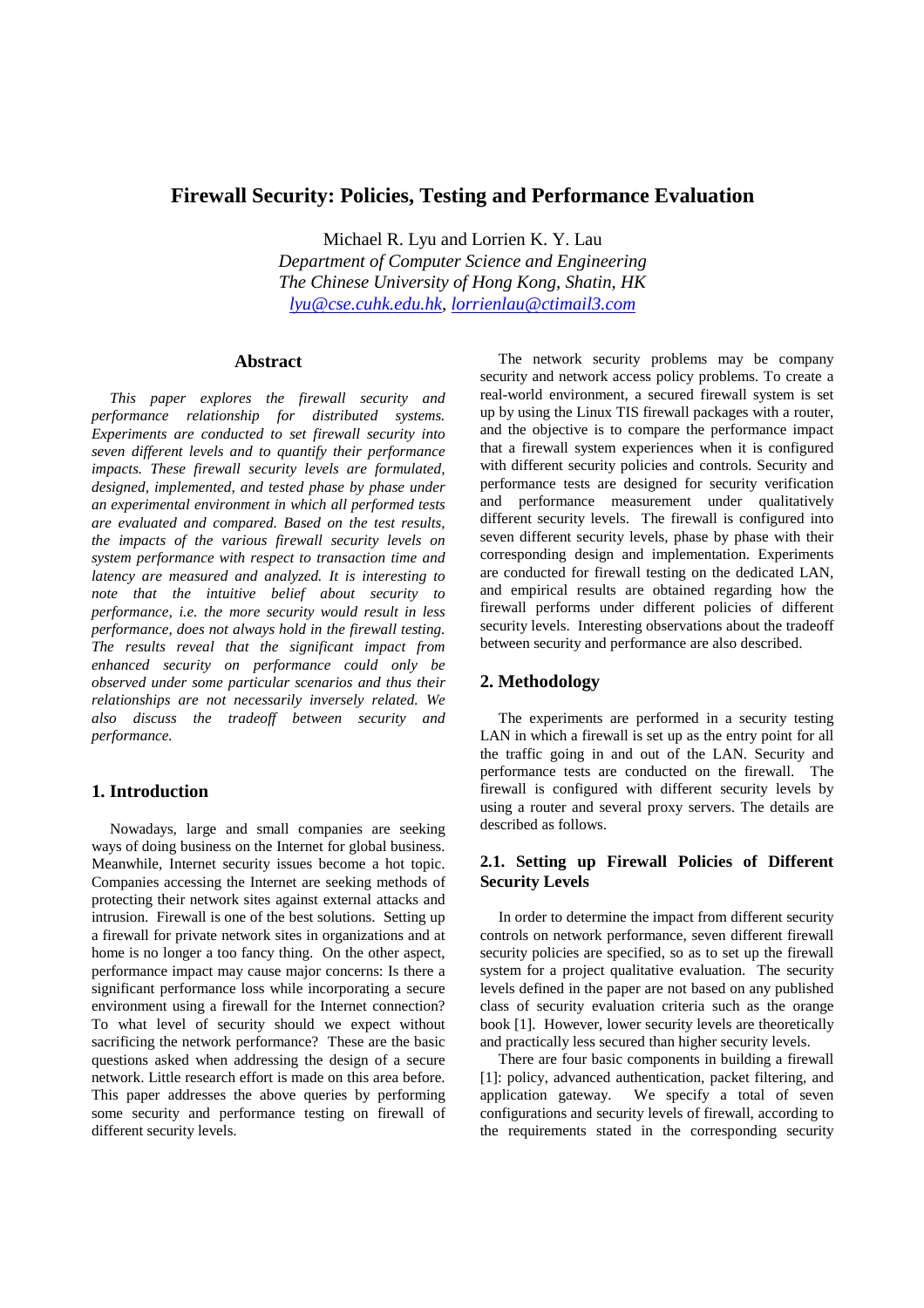# Firewall Security: Policies, Testing and Performance Evaluation

Michael R. Lyu and Lorrien K. Y. Lau
*Department of Computer Science and Engineering*
*The Chinese University of Hong Kong, Shatin, HK*
lyu@cse.cuhk.edu.hk, lorrienlau@ctimail3.com

## Abstract

*This paper explores the firewall security and performance relationship for distributed systems. Experiments are conducted to set firewall security into seven different levels and to quantify their performance impacts. These firewall security levels are formulated, designed, implemented, and tested phase by phase under an experimental environment in which all performed tests are evaluated and compared. Based on the test results, the impacts of the various firewall security levels on system performance with respect to transaction time and latency are measured and analyzed. It is interesting to note that the intuitive belief about security to performance, i.e. the more security would result in less performance, does not always hold in the firewall testing. The results reveal that the significant impact from enhanced security on performance could only be observed under some particular scenarios and thus their relationships are not necessarily inversely related. We also discuss the tradeoff between security and performance.*

## 1. Introduction

Nowadays, large and small companies are seeking ways of doing business on the Internet for global business. Meanwhile, Internet security issues become a hot topic. Companies accessing the Internet are seeking methods of protecting their network sites against external attacks and intrusion. Firewall is one of the best solutions. Setting up a firewall for private network sites in organizations and at home is no longer a too fancy thing. On the other aspect, performance impact may cause major concerns: Is there a significant performance loss while incorporating a secure environment using a firewall for the Internet connection? To what level of security should we expect without sacrificing the network performance? These are the basic questions asked when addressing the design of a secure network. Little research effort is made on this area before. This paper addresses the above queries by performing some security and performance testing on firewall of different security levels.

The network security problems may be company security and network access policy problems. To create a real-world environment, a secured firewall system is set up by using the Linux TIS firewall packages with a router, and the objective is to compare the performance impact that a firewall system experiences when it is configured with different security policies and controls. Security and performance tests are designed for security verification and performance measurement under qualitatively different security levels. The firewall is configured into seven different security levels, phase by phase with their corresponding design and implementation. Experiments are conducted for firewall testing on the dedicated LAN, and empirical results are obtained regarding how the firewall performs under different policies of different security levels. Interesting observations about the tradeoff between security and performance are also described.

## 2. Methodology

The experiments are performed in a security testing LAN in which a firewall is set up as the entry point for all the traffic going in and out of the LAN. Security and performance tests are conducted on the firewall. The firewall is configured with different security levels by using a router and several proxy servers. The details are described as follows.

### 2.1. Setting up Firewall Policies of Different Security Levels

In order to determine the impact from different security controls on network performance, seven different firewall security policies are specified, so as to set up the firewall system for a project qualitative evaluation. The security levels defined in the paper are not based on any published class of security evaluation criteria such as the orange book [1]. However, lower security levels are theoretically and practically less secured than higher security levels.

There are four basic components in building a firewall [1]: policy, advanced authentication, packet filtering, and application gateway. We specify a total of seven configurations and security levels of firewall, according to the requirements stated in the corresponding security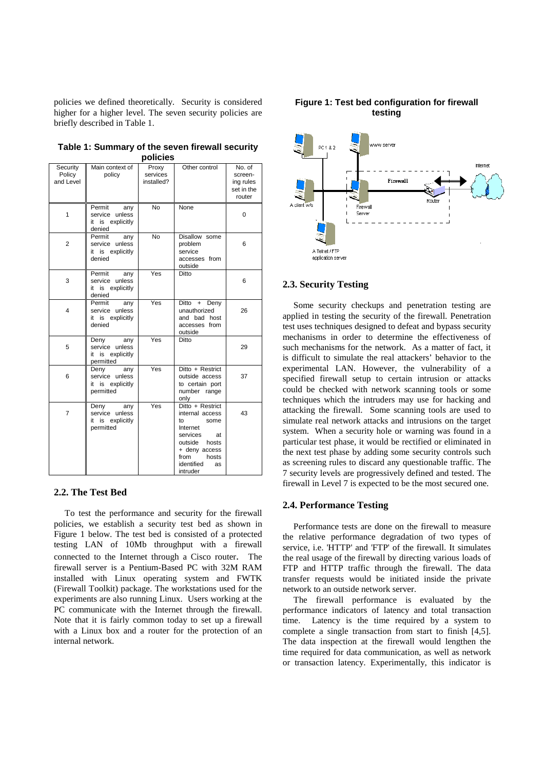policies we defined theoretically. Security is considered higher for a higher level. The seven security policies are briefly described in Table 1.

**Table 1: Summary of the seven firewall security policies**

| Security Policy and Level | Main context of policy | Proxy services installed? | Other control | No. of screening rules set in the router |
|---|---|---|---|---|
| 1 | Permit any service unless it is explicitly denied | No | None | 0 |
| 2 | Permit any service unless it is explicitly denied | No | Disallow some problem service accesses from outside | 6 |
| 3 | Permit any service unless it is explicitly denied | Yes | Ditto | 6 |
| 4 | Permit any service unless it is explicitly denied | Yes | Ditto + Deny unauthorized and bad host accesses from outside | 26 |
| 5 | Deny any service unless it is explicitly permitted | Yes | Ditto | 29 |
| 6 | Deny any service unless it is explicitly permitted | Yes | Ditto + Restrict outside access to certain port number range only | 37 |
| 7 | Deny any service unless it is explicitly permitted | Yes | Ditto + Restrict internal access to some Internet services at outside hosts + deny access from hosts identified as intruder | 43 |

## 2.2. The Test Bed

To test the performance and security for the firewall policies, we establish a security test bed as shown in Figure 1 below. The test bed is consisted of a protected testing LAN of 10Mb throughput with a firewall connected to the Internet through a Cisco router. The firewall server is a Pentium-Based PC with 32M RAM installed with Linux operating system and FWTK (Firewall Toolkit) package. The workstations used for the experiments are also running Linux. Users working at the PC communicate with the Internet through the firewall. Note that it is fairly common today to set up a firewall with a Linux box and a router for the protection of an internal network.

**Figure 1: Test bed configuration for firewall testing**

## 2.3. Security Testing

Some security checkups and penetration testing are applied in testing the security of the firewall. Penetration test uses techniques designed to defeat and bypass security mechanisms in order to determine the effectiveness of such mechanisms for the network. As a matter of fact, it is difficult to simulate the real attackers' behavior to the experimental LAN. However, the vulnerability of a specified firewall setup to certain intrusion or attacks could be checked with network scanning tools or some techniques which the intruders may use for hacking and attacking the firewall. Some scanning tools are used to simulate real network attacks and intrusions on the target system. When a security hole or warning was found in a particular test phase, it would be rectified or eliminated in the next test phase by adding some security controls such as screening rules to discard any questionable traffic. The 7 security levels are progressively defined and tested. The firewall in Level 7 is expected to be the most secured one.

## 2.4. Performance Testing

Performance tests are done on the firewall to measure the relative performance degradation of two types of service, i.e. 'HTTP' and 'FTP' of the firewall. It simulates the real usage of the firewall by directing various loads of FTP and HTTP traffic through the firewall. The data transfer requests would be initiated inside the private network to an outside network server.

The firewall performance is evaluated by the performance indicators of latency and total transaction time. Latency is the time required by a system to complete a single transaction from start to finish [4,5]. The data inspection at the firewall would lengthen the time required for data communication, as well as network or transaction latency. Experimentally, this indicator is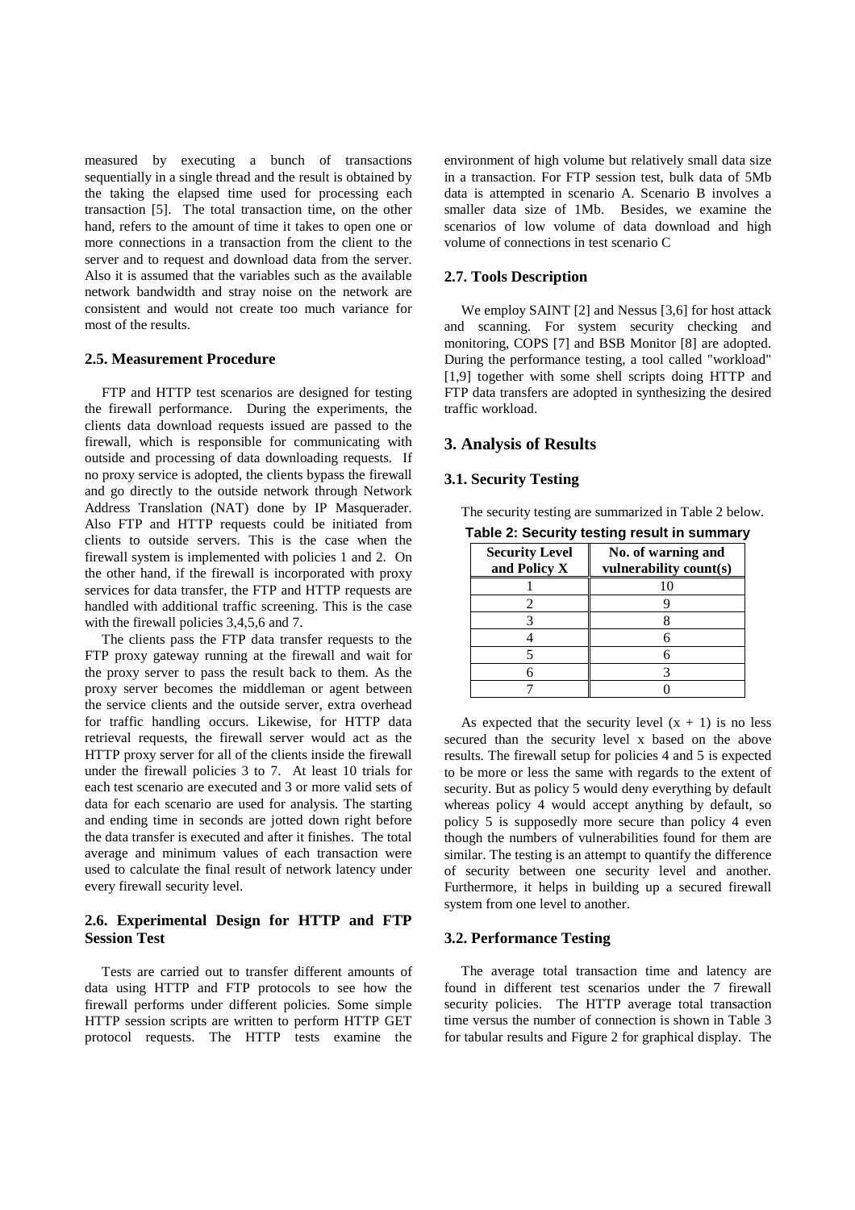measured by executing a bunch of transactions sequentially in a single thread and the result is obtained by the taking the elapsed time used for processing each transaction [5]. The total transaction time, on the other hand, refers to the amount of time it takes to open one or more connections in a transaction from the client to the server and to request and download data from the server. Also it is assumed that the variables such as the available network bandwidth and stray noise on the network are consistent and would not create too much variance for most of the results.

### 2.5. Measurement Procedure

FTP and HTTP test scenarios are designed for testing the firewall performance. During the experiments, the clients data download requests issued are passed to the firewall, which is responsible for communicating with outside and processing of data downloading requests. If no proxy service is adopted, the clients bypass the firewall and go directly to the outside network through Network Address Translation (NAT) done by IP Masquerader. Also FTP and HTTP requests could be initiated from clients to outside servers. This is the case when the firewall system is implemented with policies 1 and 2. On the other hand, if the firewall is incorporated with proxy services for data transfer, the FTP and HTTP requests are handled with additional traffic screening. This is the case with the firewall policies 3,4,5,6 and 7.

The clients pass the FTP data transfer requests to the FTP proxy gateway running at the firewall and wait for the proxy server to pass the result back to them. As the proxy server becomes the middleman or agent between the service clients and the outside server, extra overhead for traffic handling occurs. Likewise, for HTTP data retrieval requests, the firewall server would act as the HTTP proxy server for all of the clients inside the firewall under the firewall policies 3 to 7. At least 10 trials for each test scenario are executed and 3 or more valid sets of data for each scenario are used for analysis. The starting and ending time in seconds are jotted down right before the data transfer is executed and after it finishes. The total average and minimum values of each transaction were used to calculate the final result of network latency under every firewall security level.

### 2.6. Experimental Design for HTTP and FTP Session Test

Tests are carried out to transfer different amounts of data using HTTP and FTP protocols to see how the firewall performs under different policies. Some simple HTTP session scripts are written to perform HTTP GET protocol requests. The HTTP tests examine the environment of high volume but relatively small data size in a transaction. For FTP session test, bulk data of 5Mb data is attempted in scenario A. Scenario B involves a smaller data size of 1Mb. Besides, we examine the scenarios of low volume of data download and high volume of connections in test scenario C

### 2.7. Tools Description

We employ SAINT [2] and Nessus [3,6] for host attack and scanning. For system security checking and monitoring, COPS [7] and BSB Monitor [8] are adopted. During the performance testing, a tool called "workload" [1,9] together with some shell scripts doing HTTP and FTP data transfers are adopted in synthesizing the desired traffic workload.

## 3. Analysis of Results

### 3.1. Security Testing

The security testing are summarized in Table 2 below.

**Table 2: Security testing result in summary**

| Security Level and Policy X | No. of warning and vulnerability count(s) |
|---|---|
| 1 | 10 |
| 2 | 9 |
| 3 | 8 |
| 4 | 6 |
| 5 | 6 |
| 6 | 3 |
| 7 | 0 |

As expected that the security level $(x + 1)$ is no less secured than the security level x based on the above results. The firewall setup for policies 4 and 5 is expected to be more or less the same with regards to the extent of security. But as policy 5 would deny everything by default whereas policy 4 would accept anything by default, so policy 5 is supposedly more secure than policy 4 even though the numbers of vulnerabilities found for them are similar. The testing is an attempt to quantify the difference of security between one security level and another. Furthermore, it helps in building up a secured firewall system from one level to another.

### 3.2. Performance Testing

The average total transaction time and latency are found in different test scenarios under the 7 firewall security policies. The HTTP average total transaction time versus the number of connection is shown in Table 3 for tabular results and Figure 2 for graphical display. The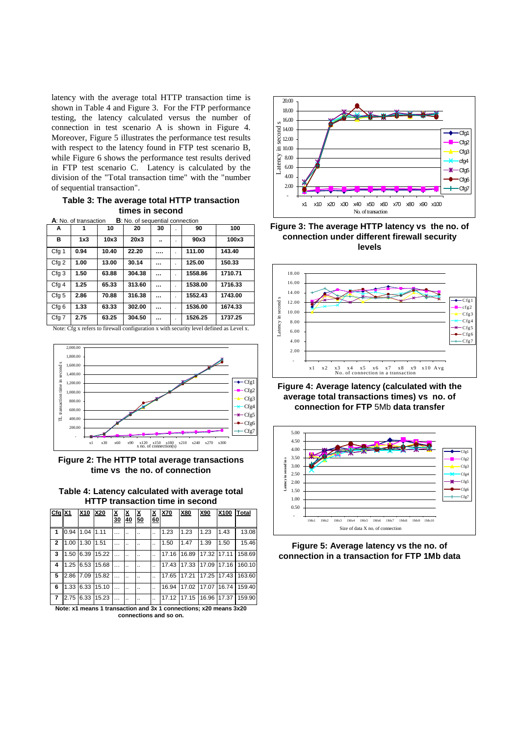latency with the average total HTTP transaction time is shown in Table 4 and Figure 3. For the FTP performance testing, the latency calculated versus the number of connection in test scenario A is shown in Figure 4. Moreover, Figure 5 illustrates the performance test results with respect to the latency found in FTP test scenario B, while Figure 6 shows the performance test results derived in FTP test scenario C. Latency is calculated by the division of the "Total transaction time" with the "number of sequential transaction".

**Table 3: The average total HTTP transaction times in second**

**A**: No. of transaction **B**: No. of sequential connection

| A | 1 | 10 | 20 | 30 | . | 90 | 100 |
|---|---|---|---|---|---|---|---|
| B | 1x3 | 10x3 | 20x3 | .. | . | 90x3 | 100x3 |
| Cfg 1 | 0.94 | 10.40 | 22.20 | …. | . | 111.00 | 143.40 |
| Cfg 2 | 1.00 | 13.00 | 30.14 | … | . | 125.00 | 150.33 |
| Cfg 3 | 1.50 | 63.88 | 304.38 | … | . | 1558.86 | 1710.71 |
| Cfg 4 | 1.25 | 65.33 | 313.60 | … | . | 1538.00 | 1716.33 |
| Cfg 5 | 2.86 | 70.88 | 316.38 | … | . | 1552.43 | 1743.00 |
| Cfg 6 | 1.33 | 63.33 | 302.00 | … | . | 1536.00 | 1674.33 |
| Cfg 7 | 2.75 | 63.25 | 304.50 | … | . | 1526.25 | 1737.25 |

Note: Cfg x refers to firewall configuration x with security level defined as Level x.

**Figure 2: The HTTP total average transactions time vs the no. of connection**

**Table 4: Latency calculated with average total HTTP transaction time in second**

| Cfg | X1 | X10 | X20 | X 30 | X 40 | X 50 | X 60 | X70 | X80 | X90 | X100 | Total |
|---|---|---|---|---|---|---|---|---|---|---|---|---|
| 1 | 0.94 | 1.04 | 1.11 | … | .. | .. | .. | 1.23 | 1.23 | 1.23 | 1.43 | 13.08 |
| 2 | 1.00 | 1.30 | 1.51 | … | .. | .. | .. | 1.50 | 1.47 | 1.39 | 1.50 | 15.46 |
| 3 | 1.50 | 6.39 | 15.22 | … | .. | .. | .. | 17.16 | 16.89 | 17.32 | 17.11 | 158.69 |
| 4 | 1.25 | 6.53 | 15.68 | … | .. | .. | .. | 17.43 | 17.33 | 17.09 | 17.16 | 160.10 |
| 5 | 2.86 | 7.09 | 15.82 | … | .. | .. | .. | 17.65 | 17.21 | 17.25 | 17.43 | 163.60 |
| 6 | 1.33 | 6.33 | 15.10 | … | .. | .. | .. | 16.94 | 17.02 | 17.07 | 16.74 | 159.40 |
| 7 | 2.75 | 6.33 | 15.23 | … | .. | .. | .. | 17.12 | 17.15 | 16.96 | 17.37 | 159.90 |

**Note: x1 means 1 transaction and 3x 1 connections; x20 means 3x20 connections and so on.**

**Figure 3: The average HTTP latency vs the no. of connection under different firewall security levels**

**Figure 4: Average latency (calculated with the average total transactions times) vs no. of connection for FTP 5Mb data transfer**

**Figure 5: Average latency vs the no. of connection in a transaction for FTP 1Mb data**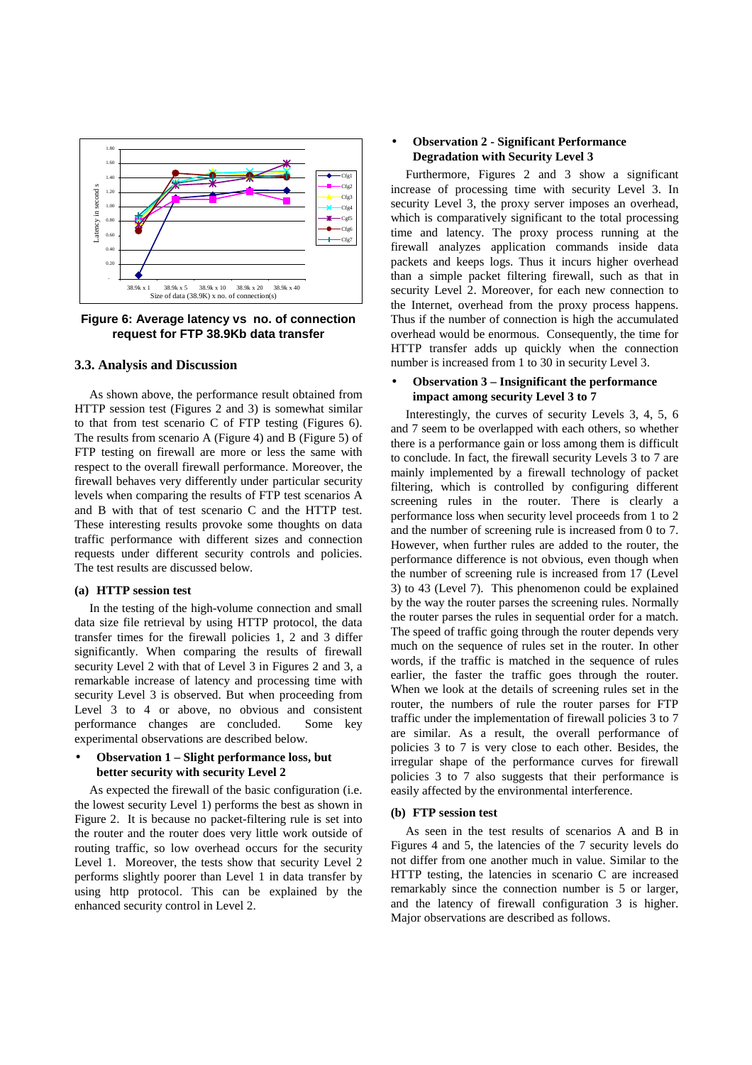**Figure 6: Average latency vs no. of connection request for FTP 38.9Kb data transfer**

### 3.3. Analysis and Discussion

As shown above, the performance result obtained from HTTP session test (Figures 2 and 3) is somewhat similar to that from test scenario C of FTP testing (Figures 6). The results from scenario A (Figure 4) and B (Figure 5) of FTP testing on firewall are more or less the same with respect to the overall firewall performance. Moreover, the firewall behaves very differently under particular security levels when comparing the results of FTP test scenarios A and B with that of test scenario C and the HTTP test. These interesting results provoke some thoughts on data traffic performance with different sizes and connection requests under different security controls and policies. The test results are discussed below.

#### (a) HTTP session test

In the testing of the high-volume connection and small data size file retrieval by using HTTP protocol, the data transfer times for the firewall policies 1, 2 and 3 differ significantly. When comparing the results of firewall security Level 2 with that of Level 3 in Figures 2 and 3, a remarkable increase of latency and processing time with security Level 3 is observed. But when proceeding from Level 3 to 4 or above, no obvious and consistent performance changes are concluded. Some key experimental observations are described below.

- **Observation 1 – Slight performance loss, but better security with security Level 2**

As expected the firewall of the basic configuration (i.e. the lowest security Level 1) performs the best as shown in Figure 2. It is because no packet-filtering rule is set into the router and the router does very little work outside of routing traffic, so low overhead occurs for the security Level 1. Moreover, the tests show that security Level 2 performs slightly poorer than Level 1 in data transfer by using http protocol. This can be explained by the enhanced security control in Level 2.

- **Observation 2 - Significant Performance Degradation with Security Level 3**

Furthermore, Figures 2 and 3 show a significant increase of processing time with security Level 3. In security Level 3, the proxy server imposes an overhead, which is comparatively significant to the total processing time and latency. The proxy process running at the firewall analyzes application commands inside data packets and keeps logs. Thus it incurs higher overhead than a simple packet filtering firewall, such as that in security Level 2. Moreover, for each new connection to the Internet, overhead from the proxy process happens. Thus if the number of connection is high the accumulated overhead would be enormous. Consequently, the time for HTTP transfer adds up quickly when the connection number is increased from 1 to 30 in security Level 3.

- **Observation 3 – Insignificant the performance impact among security Level 3 to 7**

Interestingly, the curves of security Levels 3, 4, 5, 6 and 7 seem to be overlapped with each others, so whether there is a performance gain or loss among them is difficult to conclude. In fact, the firewall security Levels 3 to 7 are mainly implemented by a firewall technology of packet filtering, which is controlled by configuring different screening rules in the router. There is clearly a performance loss when security level proceeds from 1 to 2 and the number of screening rule is increased from 0 to 7. However, when further rules are added to the router, the performance difference is not obvious, even though when the number of screening rule is increased from 17 (Level 3) to 43 (Level 7). This phenomenon could be explained by the way the router parses the screening rules. Normally the router parses the rules in sequential order for a match. The speed of traffic going through the router depends very much on the sequence of rules set in the router. In other words, if the traffic is matched in the sequence of rules earlier, the faster the traffic goes through the router. When we look at the details of screening rules set in the router, the numbers of rule the router parses for FTP traffic under the implementation of firewall policies 3 to 7 are similar. As a result, the overall performance of policies 3 to 7 is very close to each other. Besides, the irregular shape of the performance curves for firewall policies 3 to 7 also suggests that their performance is easily affected by the environmental interference.

#### (b) FTP session test

As seen in the test results of scenarios A and B in Figures 4 and 5, the latencies of the 7 security levels do not differ from one another much in value. Similar to the HTTP testing, the latencies in scenario C are increased remarkably since the connection number is 5 or larger, and the latency of firewall configuration 3 is higher. Major observations are described as follows.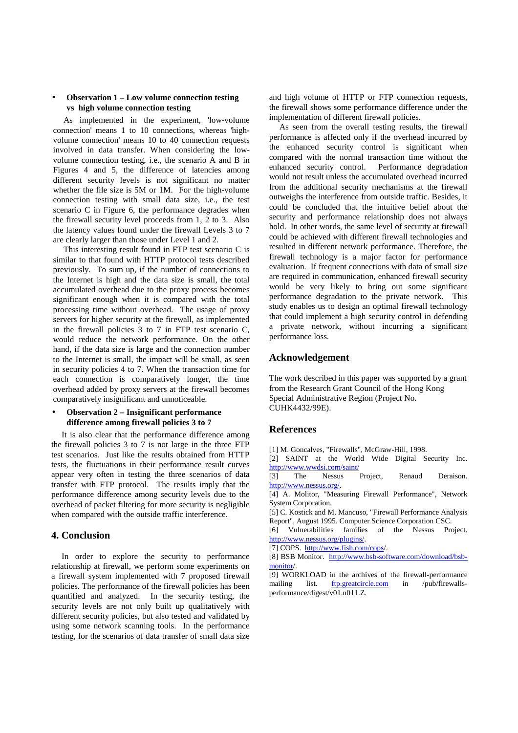- **Observation 1 – Low volume connection testing vs high volume connection testing**

As implemented in the experiment, 'low-volume connection' means 1 to 10 connections, whereas 'high-volume connection' means 10 to 40 connection requests involved in data transfer. When considering the low-volume connection testing, i.e., the scenario A and B in Figures 4 and 5, the difference of latencies among different security levels is not significant no matter whether the file size is 5M or 1M. For the high-volume connection testing with small data size, i.e., the test scenario C in Figure 6, the performance degrades when the firewall security level proceeds from 1, 2 to 3. Also the latency values found under the firewall Levels 3 to 7 are clearly larger than those under Level 1 and 2.

This interesting result found in FTP test scenario C is similar to that found with HTTP protocol tests described previously. To sum up, if the number of connections to the Internet is high and the data size is small, the total accumulated overhead due to the proxy process becomes significant enough when it is compared with the total processing time without overhead. The usage of proxy servers for higher security at the firewall, as implemented in the firewall policies 3 to 7 in FTP test scenario C, would reduce the network performance. On the other hand, if the data size is large and the connection number to the Internet is small, the impact will be small, as seen in security policies 4 to 7. When the transaction time for each connection is comparatively longer, the time overhead added by proxy servers at the firewall becomes comparatively insignificant and unnoticeable.

- **Observation 2 – Insignificant performance difference among firewall policies 3 to 7**

It is also clear that the performance difference among the firewall policies 3 to 7 is not large in the three FTP test scenarios. Just like the results obtained from HTTP tests, the fluctuations in their performance result curves appear very often in testing the three scenarios of data transfer with FTP protocol. The results imply that the performance difference among security levels due to the overhead of packet filtering for more security is negligible when compared with the outside traffic interference.

## 4. Conclusion

In order to explore the security to performance relationship at firewall, we perform some experiments on a firewall system implemented with 7 proposed firewall policies. The performance of the firewall policies has been quantified and analyzed. In the security testing, the security levels are not only built up qualitatively with different security policies, but also tested and validated by using some network scanning tools. In the performance testing, for the scenarios of data transfer of small data size and high volume of HTTP or FTP connection requests, the firewall shows some performance difference under the implementation of different firewall policies.

As seen from the overall testing results, the firewall performance is affected only if the overhead incurred by the enhanced security control is significant when compared with the normal transaction time without the enhanced security control. Performance degradation would not result unless the accumulated overhead incurred from the additional security mechanisms at the firewall outweighs the interference from outside traffic. Besides, it could be concluded that the intuitive belief about the security and performance relationship does not always hold. In other words, the same level of security at firewall could be achieved with different firewall technologies and resulted in different network performance. Therefore, the firewall technology is a major factor for performance evaluation. If frequent connections with data of small size are required in communication, enhanced firewall security would be very likely to bring out some significant performance degradation to the private network. This study enables us to design an optimal firewall technology that could implement a high security control in defending a private network, without incurring a significant performance loss.

## Acknowledgement

The work described in this paper was supported by a grant from the Research Grant Council of the Hong Kong Special Administrative Region (Project No. CUHK4432/99E).

## References

[1] M. Goncalves, "Firewalls", McGraw-Hill, 1998.

[2] SAINT at the World Wide Digital Security Inc. http://www.wwdsi.com/saint/

[3] The Nessus Project, Renaud Deraison. http://www.nessus.org/.

[4] A. Molitor, "Measuring Firewall Performance", Network System Corporation.

[5] C. Kostick and M. Mancuso, "Firewall Performance Analysis Report", August 1995. Computer Science Corporation CSC.

[6] Vulnerabilities families of the Nessus Project. http://www.nessus.org/plugins/.

[7] COPS. http://www.fish.com/cops/.

[8] BSB Monitor. http://www.bsb-software.com/download/bsb-monitor/.

[9] WORKLOAD in the archives of the firewall-performance mailing list. ftp.greatcircle.com in /pub/firewalls-performance/digest/v01.n011.Z.